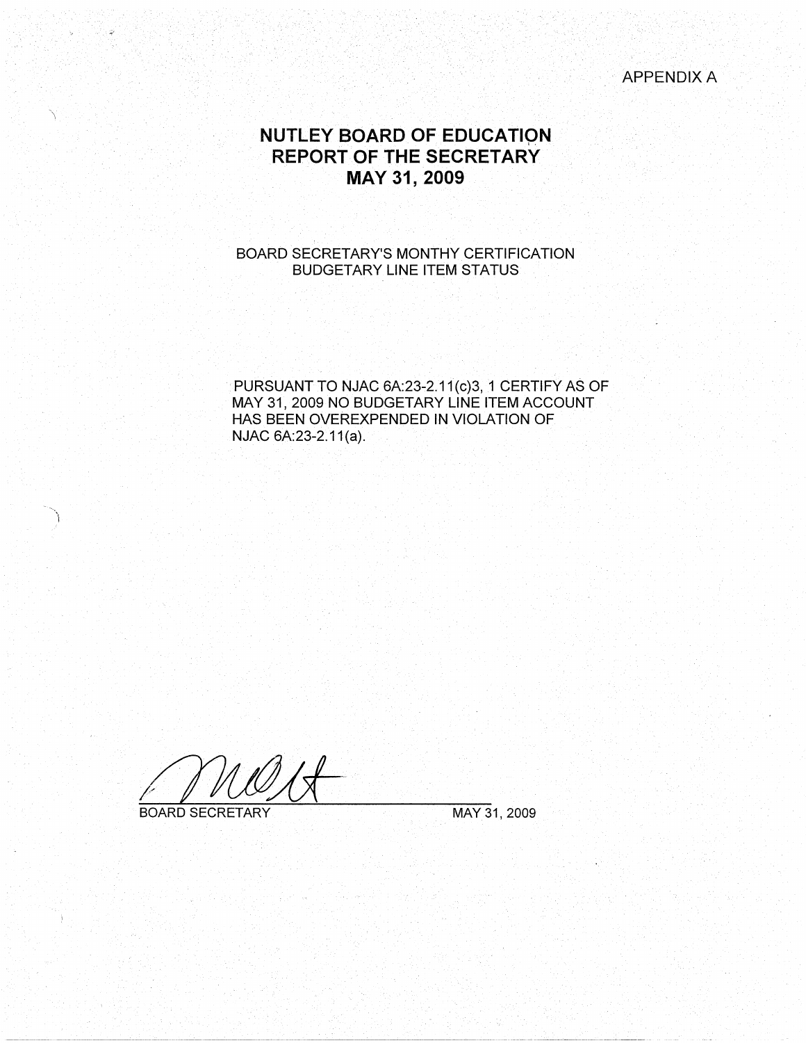APPENDIX A

# NUTLEY BOARD OF EDUCATION
# REPORT OF THE SECRETARY
# MAY 31, 2009

BOARD SECRETARY'S MONTHY CERTIFICATION
BUDGETARY LINE ITEM STATUS

PURSUANT TO NJAC 6A:23-2.11(c)3, 1 CERTIFY AS OF MAY 31, 2009 NO BUDGETARY LINE ITEM ACCOUNT HAS BEEN OVEREXPENDED IN VIOLATION OF NJAC 6A:23-2.11(a).

BOARD SECRETARY MAY 31, 2009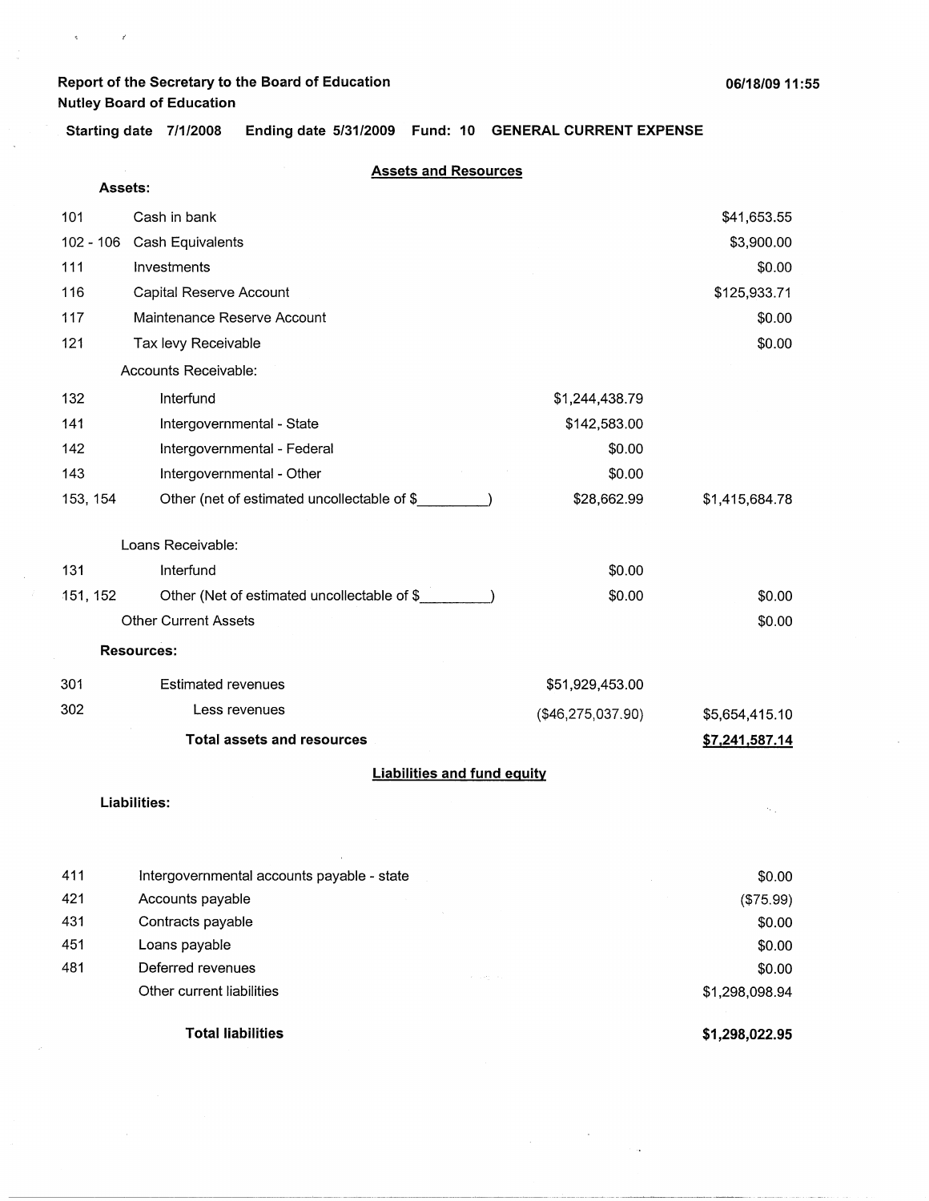**Report of the Secretary to the Board of Education**
**Nutley Board of Education**

06/18/09 11:55

**Starting date 7/1/2008 Ending date 5/31/2009 Fund: 10 GENERAL CURRENT EXPENSE**

## Assets and Resources

| Code | Description | | Amount |
|---|---|---|---|
| **Assets:** | | | |
| 101 | Cash in bank | | $41,653.55 |
| 102 - 106 | Cash Equivalents | | $3,900.00 |
| 111 | Investments | | $0.00 |
| 116 | Capital Reserve Account | | $125,933.71 |
| 117 | Maintenance Reserve Account | | $0.00 |
| 121 | Tax levy Receivable | | $0.00 |
| | Accounts Receivable: | | |
| 132 | Interfund | $1,244,438.79 | |
| 141 | Intergovernmental - State | $142,583.00 | |
| 142 | Intergovernmental - Federal | $0.00 | |
| 143 | Intergovernmental - Other | $0.00 | |
| 153, 154 | Other (net of estimated uncollectable of $_________) | $28,662.99 | $1,415,684.78 |
| | Loans Receivable: | | |
| 131 | Interfund | $0.00 | |
| 151, 152 | Other (Net of estimated uncollectable of $_________) | $0.00 | $0.00 |
| | Other Current Assets | | $0.00 |
| **Resources:** | | | |
| 301 | Estimated revenues | $51,929,453.00 | |
| 302 | Less revenues | ($46,275,037.90) | $5,654,415.10 |
| | **Total assets and resources** | | **$7,241,587.14** |

## Liabilities and fund equity

| Code | Description | Amount |
|---|---|---|
| **Liabilities:** | | |
| 411 | Intergovernmental accounts payable - state | $0.00 |
| 421 | Accounts payable | ($75.99) |
| 431 | Contracts payable | $0.00 |
| 451 | Loans payable | $0.00 |
| 481 | Deferred revenues | $0.00 |
| | Other current liabilities | $1,298,098.94 |
| | **Total liabilities** | **$1,298,022.95** |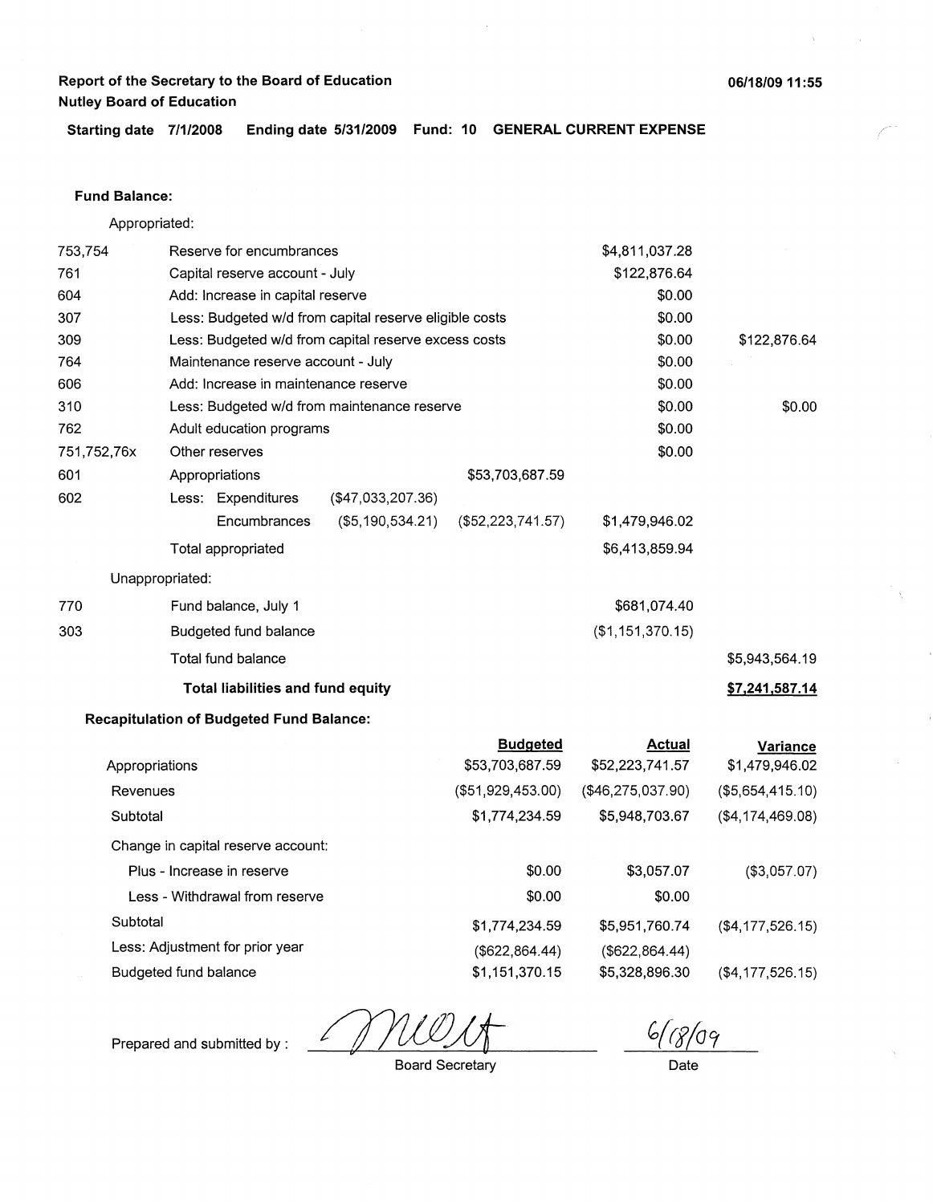**Report of the Secretary to the Board of Education**
**Nutley Board of Education**

06/18/09 11:55

**Starting date 7/1/2008 Ending date 5/31/2009 Fund: 10 GENERAL CURRENT EXPENSE**

**Fund Balance:**

Appropriated:

| | | | | | |
|---|---|---|---|---|---|
| 753,754 | Reserve for encumbrances | | | $4,811,037.28 | |
| 761 | Capital reserve account - July | | | $122,876.64 | |
| 604 | Add: Increase in capital reserve | | | $0.00 | |
| 307 | Less: Budgeted w/d from capital reserve eligible costs | | | $0.00 | |
| 309 | Less: Budgeted w/d from capital reserve excess costs | | | $0.00 | $122,876.64 |
| 764 | Maintenance reserve account - July | | | $0.00 | |
| 606 | Add: Increase in maintenance reserve | | | $0.00 | |
| 310 | Less: Budgeted w/d from maintenance reserve | | | $0.00 | $0.00 |
| 762 | Adult education programs | | | $0.00 | |
| 751,752,76x | Other reserves | | | $0.00 | |
| 601 | Appropriations | | $53,703,687.59 | | |
| 602 | Less: Expenditures | ($47,033,207.36) | | | |
| | Encumbrances | ($5,190,534.21) | ($52,223,741.57) | $1,479,946.02 | |
| | Total appropriated | | | $6,413,859.94 | |

Unappropriated:

| | | | |
|---|---|---|---|
| 770 | Fund balance, July 1 | $681,074.40 | |
| 303 | Budgeted fund balance | ($1,151,370.15) | |
| | Total fund balance | | $5,943,564.19 |
| | **Total liabilities and fund equity** | | **$7,241,587.14** |

**Recapitulation of Budgeted Fund Balance:**

| | Budgeted | Actual | Variance |
|---|---|---|---|
| Appropriations | $53,703,687.59 | $52,223,741.57 | $1,479,946.02 |
| Revenues | ($51,929,453.00) | ($46,275,037.90) | ($5,654,415.10) |
| Subtotal | $1,774,234.59 | $5,948,703.67 | ($4,174,469.08) |
| Change in capital reserve account: | | | |
| Plus - Increase in reserve | $0.00 | $3,057.07 | ($3,057.07) |
| Less - Withdrawal from reserve | $0.00 | $0.00 | |
| Subtotal | $1,774,234.59 | $5,951,760.74 | ($4,177,526.15) |
| Less: Adjustment for prior year | ($622,864.44) | ($622,864.44) | |
| Budgeted fund balance | $1,151,370.15 | $5,328,896.30 | ($4,177,526.15) |

Prepared and submitted by : _MW/At_ Board Secretary

6/18/09 Date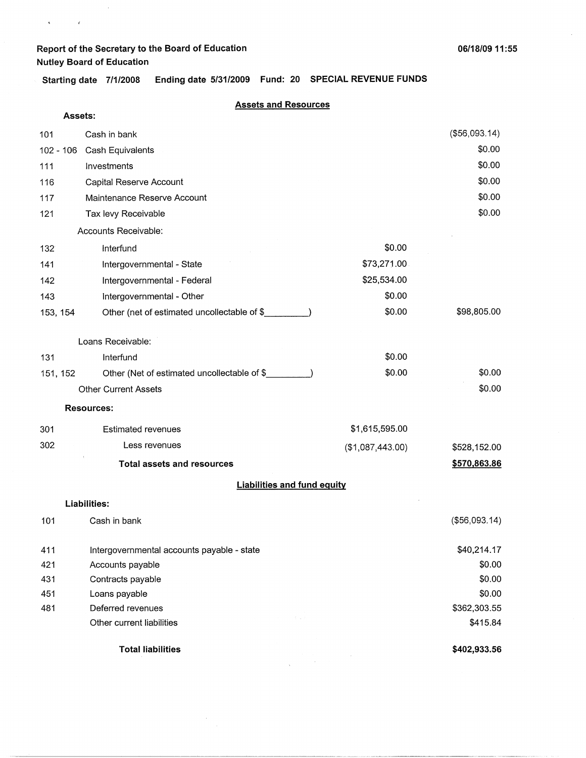Report of the Secretary to the Board of Education
Nutley Board of Education

06/18/09 11:55

**Starting date 7/1/2008 Ending date 5/31/2009 Fund: 20 SPECIAL REVENUE FUNDS**

## Assets and Resources

| | | | |
|---|---|---|---|
| **Assets:** | | | |
| 101 | Cash in bank | | ($56,093.14) |
| 102 - 106 | Cash Equivalents | | $0.00 |
| 111 | Investments | | $0.00 |
| 116 | Capital Reserve Account | | $0.00 |
| 117 | Maintenance Reserve Account | | $0.00 |
| 121 | Tax levy Receivable | | $0.00 |
| | Accounts Receivable: | | |
| 132 | Interfund | $0.00 | |
| 141 | Intergovernmental - State | $73,271.00 | |
| 142 | Intergovernmental - Federal | $25,534.00 | |
| 143 | Intergovernmental - Other | $0.00 | |
| 153, 154 | Other (net of estimated uncollectable of $_________) | $0.00 | $98,805.00 |
| | Loans Receivable: | | |
| 131 | Interfund | $0.00 | |
| 151, 152 | Other (Net of estimated uncollectable of $_________) | $0.00 | $0.00 |
| | Other Current Assets | | $0.00 |
| **Resources:** | | | |
| 301 | Estimated revenues | $1,615,595.00 | |
| 302 | Less revenues | ($1,087,443.00) | $528,152.00 |
| | **Total assets and resources** | | **$570,863.86** |

## Liabilities and fund equity

| | | |
|---|---|---|
| **Liabilities:** | | |
| 101 | Cash in bank | ($56,093.14) |
| 411 | Intergovernmental accounts payable - state | $40,214.17 |
| 421 | Accounts payable | $0.00 |
| 431 | Contracts payable | $0.00 |
| 451 | Loans payable | $0.00 |
| 481 | Deferred revenues | $362,303.55 |
| | Other current liabilities | $415.84 |
| | **Total liabilities** | **$402,933.56** |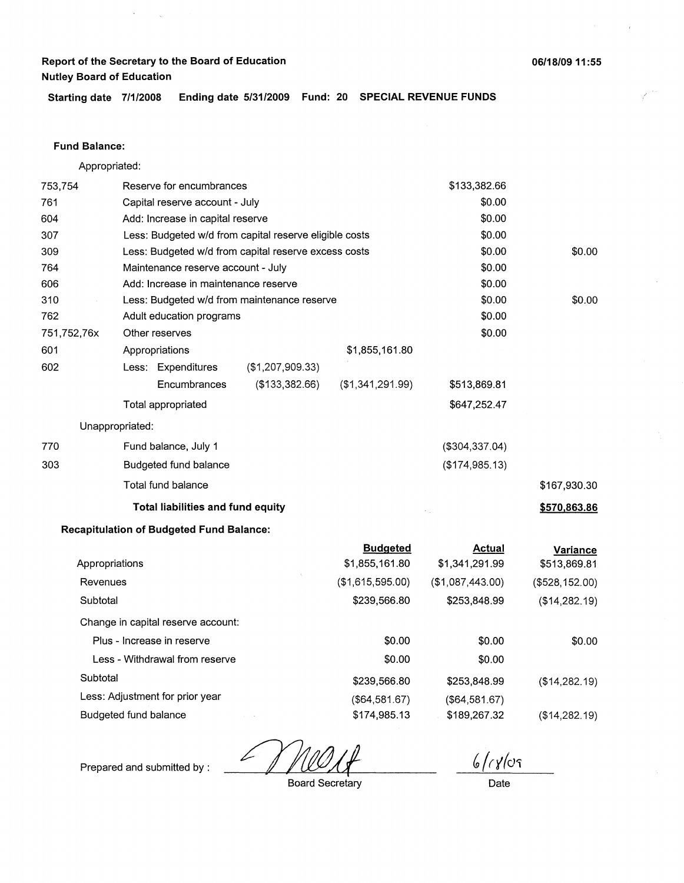**Report of the Secretary to the Board of Education**
**Nutley Board of Education**

06/18/09 11:55

**Starting date 7/1/2008 Ending date 5/31/2009 Fund: 20 SPECIAL REVENUE FUNDS**

**Fund Balance:**

Appropriated:

| Code | Description | | | | |
|---|---|---|---|---|---|
| 753,754 | Reserve for encumbrances | | | $133,382.66 | |
| 761 | Capital reserve account - July | | | $0.00 | |
| 604 | Add: Increase in capital reserve | | | $0.00 | |
| 307 | Less: Budgeted w/d from capital reserve eligible costs | | | $0.00 | |
| 309 | Less: Budgeted w/d from capital reserve excess costs | | | $0.00 | $0.00 |
| 764 | Maintenance reserve account - July | | | $0.00 | |
| 606 | Add: Increase in maintenance reserve | | | $0.00 | |
| 310 | Less: Budgeted w/d from maintenance reserve | | | $0.00 | $0.00 |
| 762 | Adult education programs | | | $0.00 | |
| 751,752,76x | Other reserves | | | $0.00 | |
| 601 | Appropriations | | $1,855,161.80 | | |
| 602 | Less: Expenditures | ($1,207,909.33) | | | |
| | Encumbrances | ($133,382.66) | ($1,341,291.99) | $513,869.81 | |
| | Total appropriated | | | $647,252.47 | |
| | Unappropriated: | | | | |
| 770 | Fund balance, July 1 | | | ($304,337.04) | |
| 303 | Budgeted fund balance | | | ($174,985.13) | |
| | Total fund balance | | | | $167,930.30 |
| | **Total liabilities and fund equity** | | | | **$570,863.86** |

**Recapitulation of Budgeted Fund Balance:**

| | Budgeted | Actual | Variance |
|---|---|---|---|
| Appropriations | $1,855,161.80 | $1,341,291.99 | $513,869.81 |
| Revenues | ($1,615,595.00) | ($1,087,443.00) | ($528,152.00) |
| Subtotal | $239,566.80 | $253,848.99 | ($14,282.19) |
| Change in capital reserve account: | | | |
| Plus - Increase in reserve | $0.00 | $0.00 | $0.00 |
| Less - Withdrawal from reserve | $0.00 | $0.00 | |
| Subtotal | $239,566.80 | $253,848.99 | ($14,282.19) |
| Less: Adjustment for prior year | ($64,581.67) | ($64,581.67) | |
| Budgeted fund balance | $174,985.13 | $189,267.32 | ($14,282.19) |

Prepared and submitted by : _______________ Board Secretary 6/18/09 Date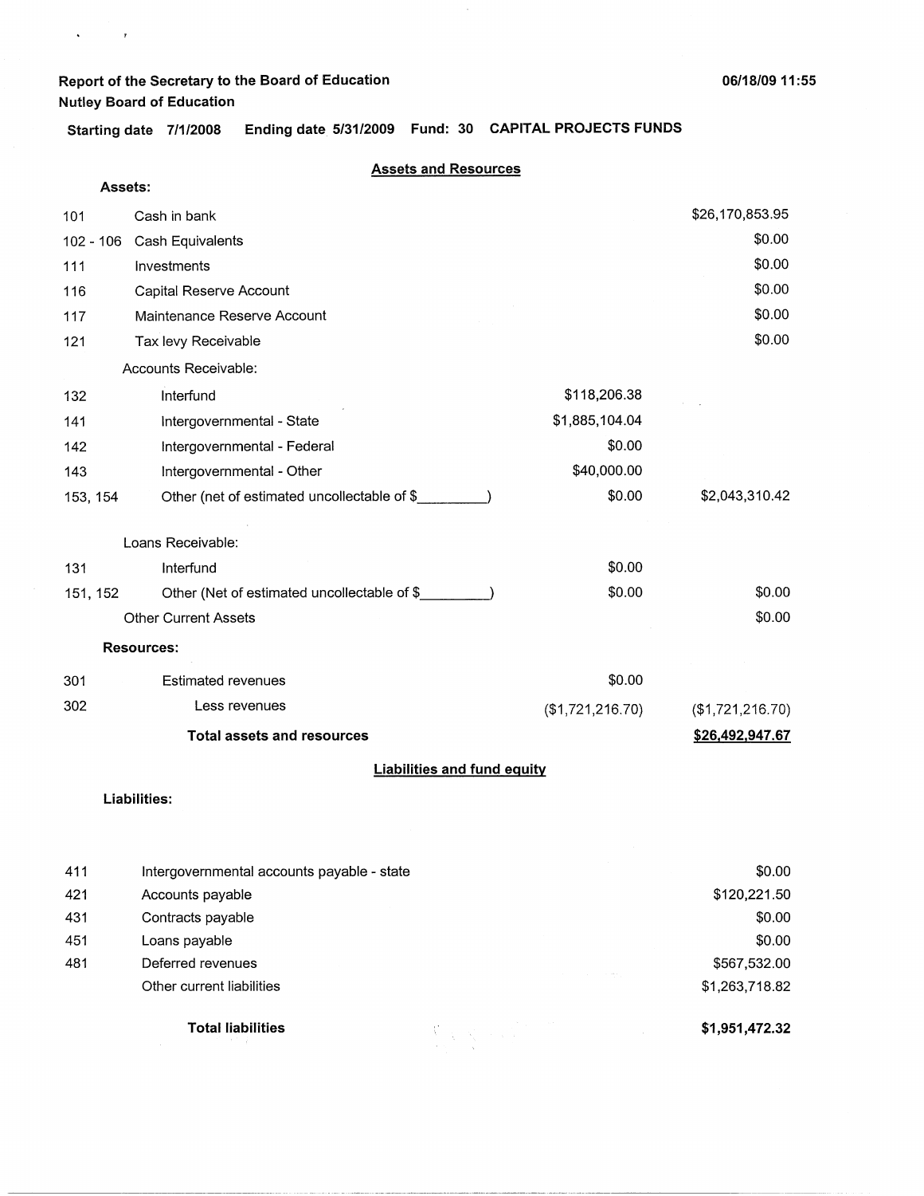Report of the Secretary to the Board of Education
Nutley Board of Education

06/18/09 11:55

**Starting date** 7/1/2008 **Ending date** 5/31/2009 **Fund:** 30 **CAPITAL PROJECTS FUNDS**

## Assets and Resources

| Code | Description | | Amount |
|---|---|---|---|
| | **Assets:** | | |
| 101 | Cash in bank | | $26,170,853.95 |
| 102 - 106 | Cash Equivalents | | $0.00 |
| 111 | Investments | | $0.00 |
| 116 | Capital Reserve Account | | $0.00 |
| 117 | Maintenance Reserve Account | | $0.00 |
| 121 | Tax levy Receivable | | $0.00 |
| | Accounts Receivable: | | |
| 132 | Interfund | $118,206.38 | |
| 141 | Intergovernmental - State | $1,885,104.04 | |
| 142 | Intergovernmental - Federal | $0.00 | |
| 143 | Intergovernmental - Other | $40,000.00 | |
| 153, 154 | Other (net of estimated uncollectable of $_________) | $0.00 | $2,043,310.42 |
| | Loans Receivable: | | |
| 131 | Interfund | $0.00 | |
| 151, 152 | Other (Net of estimated uncollectable of $_________) | $0.00 | $0.00 |
| | Other Current Assets | | $0.00 |
| | **Resources:** | | |
| 301 | Estimated revenues | $0.00 | |
| 302 | Less revenues | ($1,721,216.70) | ($1,721,216.70) |
| | **Total assets and resources** | | **$26,492,947.67** |

## Liabilities and fund equity

| Code | Description | Amount |
|---|---|---|
| | **Liabilities:** | |
| 411 | Intergovernmental accounts payable - state | $0.00 |
| 421 | Accounts payable | $120,221.50 |
| 431 | Contracts payable | $0.00 |
| 451 | Loans payable | $0.00 |
| 481 | Deferred revenues | $567,532.00 |
| | Other current liabilities | $1,263,718.82 |
| | **Total liabilities** | **$1,951,472.32** |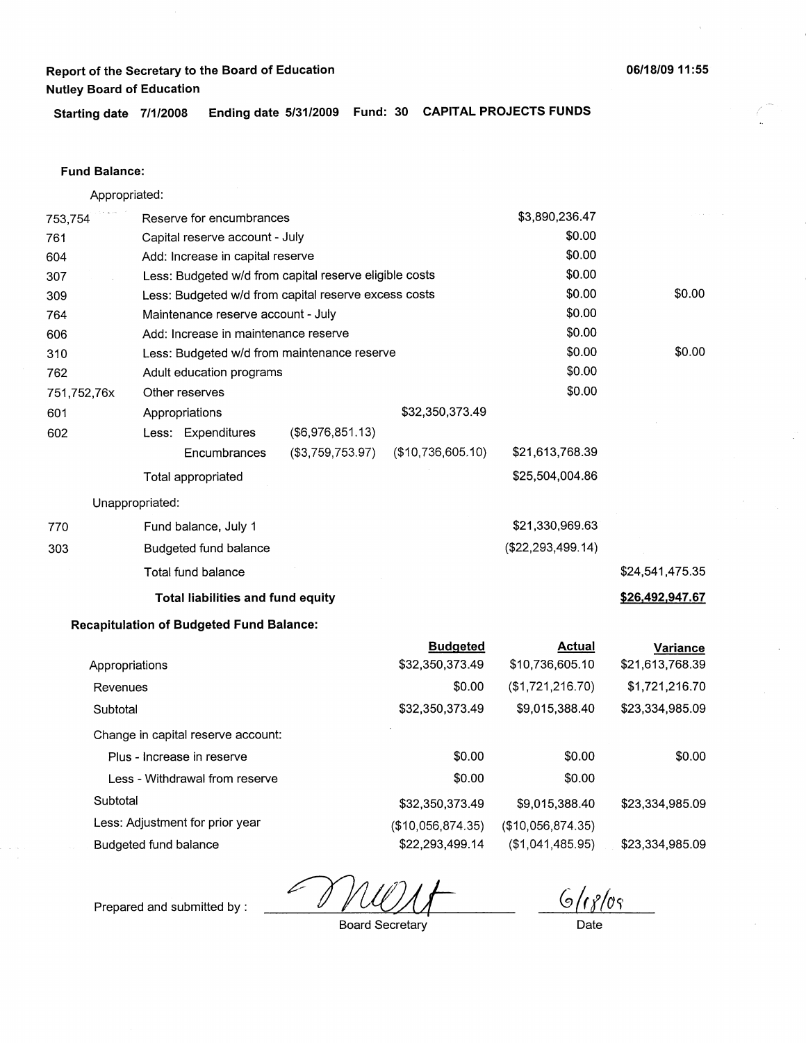Report of the Secretary to the Board of Education
Nutley Board of Education

06/18/09 11:55

**Starting date** 7/1/2008 **Ending date** 5/31/2009 **Fund:** 30 **CAPITAL PROJECTS FUNDS**

**Fund Balance:**

Appropriated:

| Code | Description | | | | |
|---|---|---|---|---|---|
| 753,754 | Reserve for encumbrances | | | $3,890,236.47 | |
| 761 | Capital reserve account - July | | | $0.00 | |
| 604 | Add: Increase in capital reserve | | | $0.00 | |
| 307 | Less: Budgeted w/d from capital reserve eligible costs | | | $0.00 | |
| 309 | Less: Budgeted w/d from capital reserve excess costs | | | $0.00 | $0.00 |
| 764 | Maintenance reserve account - July | | | $0.00 | |
| 606 | Add: Increase in maintenance reserve | | | $0.00 | |
| 310 | Less: Budgeted w/d from maintenance reserve | | | $0.00 | $0.00 |
| 762 | Adult education programs | | | $0.00 | |
| 751,752,76x | Other reserves | | | $0.00 | |
| 601 | Appropriations | | $32,350,373.49 | | |
| 602 | Less: Expenditures | ($6,976,851.13) | | | |
| | Encumbrances | ($3,759,753.97) | ($10,736,605.10) | $21,613,768.39 | |
| | Total appropriated | | | $25,504,004.86 | |

Unappropriated:

| Code | Description | | |
|---|---|---|---|
| 770 | Fund balance, July 1 | $21,330,969.63 | |
| 303 | Budgeted fund balance | ($22,293,499.14) | |
| | Total fund balance | | $24,541,475.35 |
| | **Total liabilities and fund equity** | | **$26,492,947.67** |

**Recapitulation of Budgeted Fund Balance:**

| | Budgeted | Actual | Variance |
|---|---|---|---|
| Appropriations | $32,350,373.49 | $10,736,605.10 | $21,613,768.39 |
| Revenues | $0.00 | ($1,721,216.70) | $1,721,216.70 |
| Subtotal | $32,350,373.49 | $9,015,388.40 | $23,334,985.09 |
| Change in capital reserve account: | | | |
| Plus - Increase in reserve | $0.00 | $0.00 | $0.00 |
| Less - Withdrawal from reserve | $0.00 | $0.00 | |
| Subtotal | $32,350,373.49 | $9,015,388.40 | $23,334,985.09 |
| Less: Adjustment for prior year | ($10,056,874.35) | ($10,056,874.35) | |
| Budgeted fund balance | $22,293,499.14 | ($1,041,485.95) | $23,334,985.09 |

Prepared and submitted by : ____________ Board Secretary    6/18/09 Date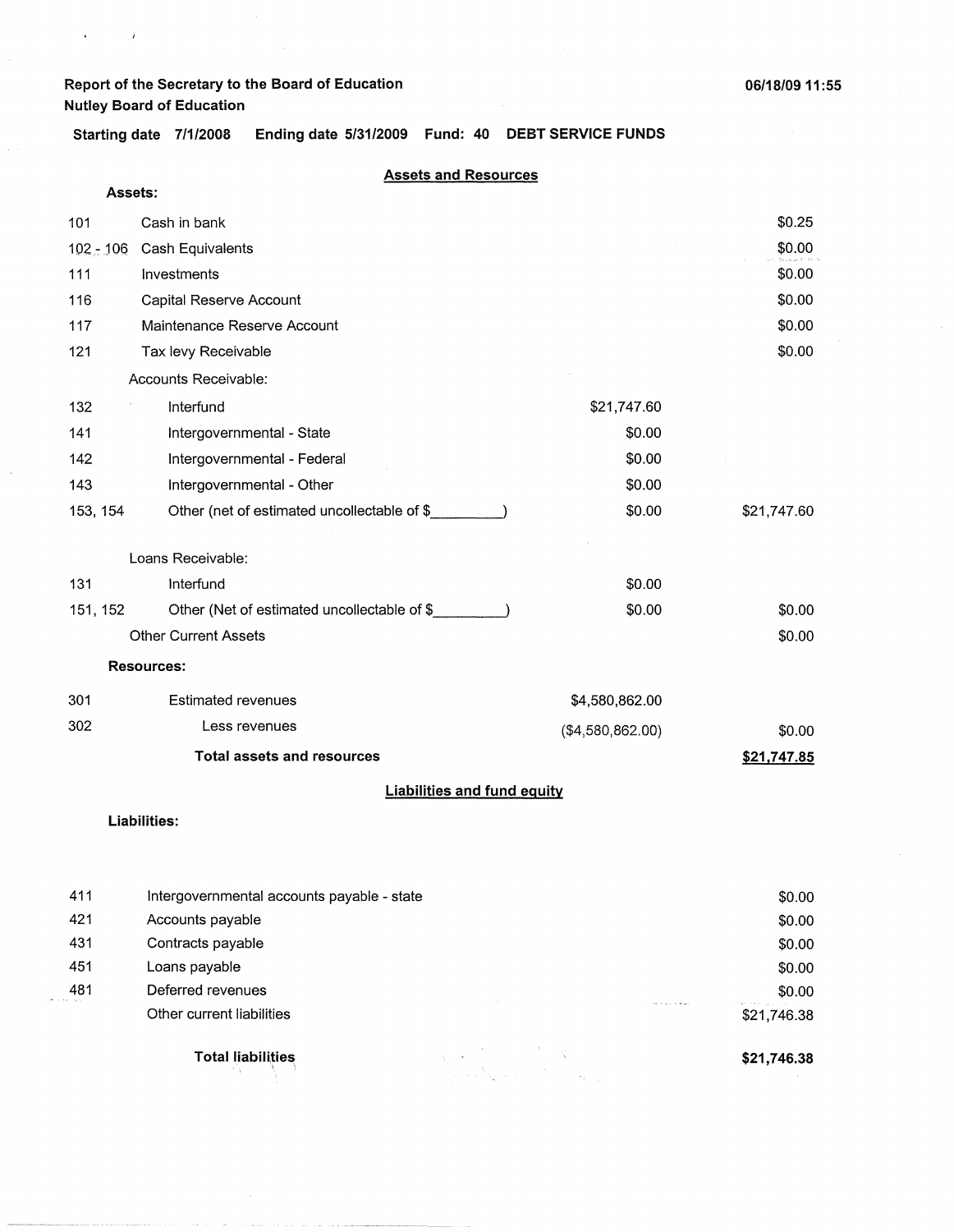**Report of the Secretary to the Board of Education**
**Nutley Board of Education**

06/18/09 11:55

**Starting date 7/1/2008 Ending date 5/31/2009 Fund: 40 DEBT SERVICE FUNDS**

## Assets and Resources

**Assets:**

| Code | Description | | Amount |
|---|---|---|---|
| 101 | Cash in bank | | $0.25 |
| 102 - 106 | Cash Equivalents | | $0.00 |
| 111 | Investments | | $0.00 |
| 116 | Capital Reserve Account | | $0.00 |
| 117 | Maintenance Reserve Account | | $0.00 |
| 121 | Tax levy Receivable | | $0.00 |
| | Accounts Receivable: | | |
| 132 | Interfund | $21,747.60 | |
| 141 | Intergovernmental - State | $0.00 | |
| 142 | Intergovernmental - Federal | $0.00 | |
| 143 | Intergovernmental - Other | $0.00 | |
| 153, 154 | Other (net of estimated uncollectable of $_________) | $0.00 | $21,747.60 |
| | Loans Receivable: | | |
| 131 | Interfund | $0.00 | |
| 151, 152 | Other (Net of estimated uncollectable of $_________) | $0.00 | $0.00 |
| | Other Current Assets | | $0.00 |
| | **Resources:** | | |
| 301 | Estimated revenues | $4,580,862.00 | |
| 302 | Less revenues | ($4,580,862.00) | $0.00 |
| | **Total assets and resources** | | **$21,747.85** |

## Liabilities and fund equity

**Liabilities:**

| Code | Description | Amount |
|---|---|---|
| 411 | Intergovernmental accounts payable - state | $0.00 |
| 421 | Accounts payable | $0.00 |
| 431 | Contracts payable | $0.00 |
| 451 | Loans payable | $0.00 |
| 481 | Deferred revenues | $0.00 |
| | Other current liabilities | $21,746.38 |
| | **Total liabilities** | **$21,746.38** |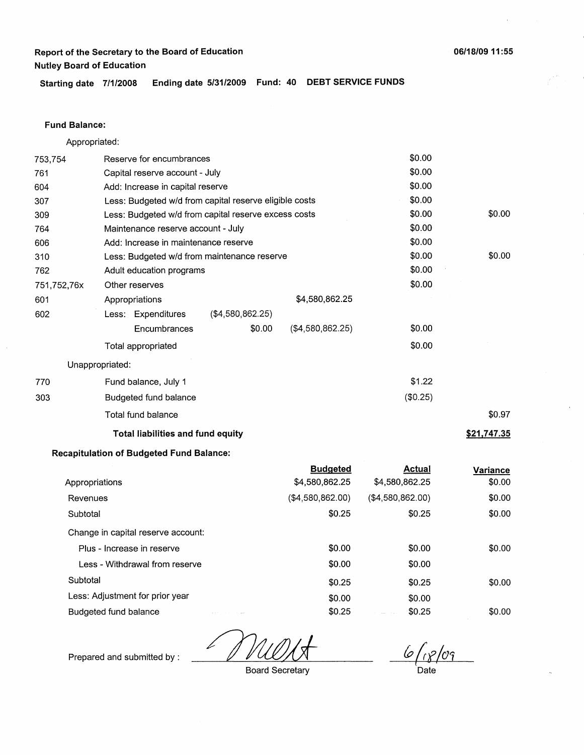**Report of the Secretary to the Board of Education**
**Nutley Board of Education**

06/18/09 11:55

**Starting date 7/1/2008 Ending date 5/31/2009 Fund: 40 DEBT SERVICE FUNDS**

**Fund Balance:**

Appropriated:

| | | | | | |
|---|---|---|---|---|---|
| 753,754 | Reserve for encumbrances | | | $0.00 | |
| 761 | Capital reserve account - July | | | $0.00 | |
| 604 | Add: Increase in capital reserve | | | $0.00 | |
| 307 | Less: Budgeted w/d from capital reserve eligible costs | | | $0.00 | |
| 309 | Less: Budgeted w/d from capital reserve excess costs | | | $0.00 | $0.00 |
| 764 | Maintenance reserve account - July | | | $0.00 | |
| 606 | Add: Increase in maintenance reserve | | | $0.00 | |
| 310 | Less: Budgeted w/d from maintenance reserve | | | $0.00 | $0.00 |
| 762 | Adult education programs | | | $0.00 | |
| 751,752,76x | Other reserves | | | $0.00 | |
| 601 | Appropriations | | $4,580,862.25 | | |
| 602 | Less: Expenditures | ($4,580,862.25) | | | |
| | Encumbrances | $0.00 | ($4,580,862.25) | $0.00 | |
| | Total appropriated | | | $0.00 | |

Unappropriated:

| | | | |
|---|---|---|---|
| 770 | Fund balance, July 1 | $1.22 | |
| 303 | Budgeted fund balance | ($0.25) | |
| | Total fund balance | | $0.97 |
| | **Total liabilities and fund equity** | | **$21,747.35** |

**Recapitulation of Budgeted Fund Balance:**

| | Budgeted | Actual | Variance |
|---|---|---|---|
| Appropriations | $4,580,862.25 | $4,580,862.25 | $0.00 |
| Revenues | ($4,580,862.00) | ($4,580,862.00) | $0.00 |
| Subtotal | $0.25 | $0.25 | $0.00 |
| Change in capital reserve account: | | | |
| Plus - Increase in reserve | $0.00 | $0.00 | $0.00 |
| Less - Withdrawal from reserve | $0.00 | $0.00 | |
| Subtotal | $0.25 | $0.25 | $0.00 |
| Less: Adjustment for prior year | $0.00 | $0.00 | |
| Budgeted fund balance | $0.25 | $0.25 | $0.00 |

Prepared and submitted by : _[signature]_ Board Secretary

6/18/09 Date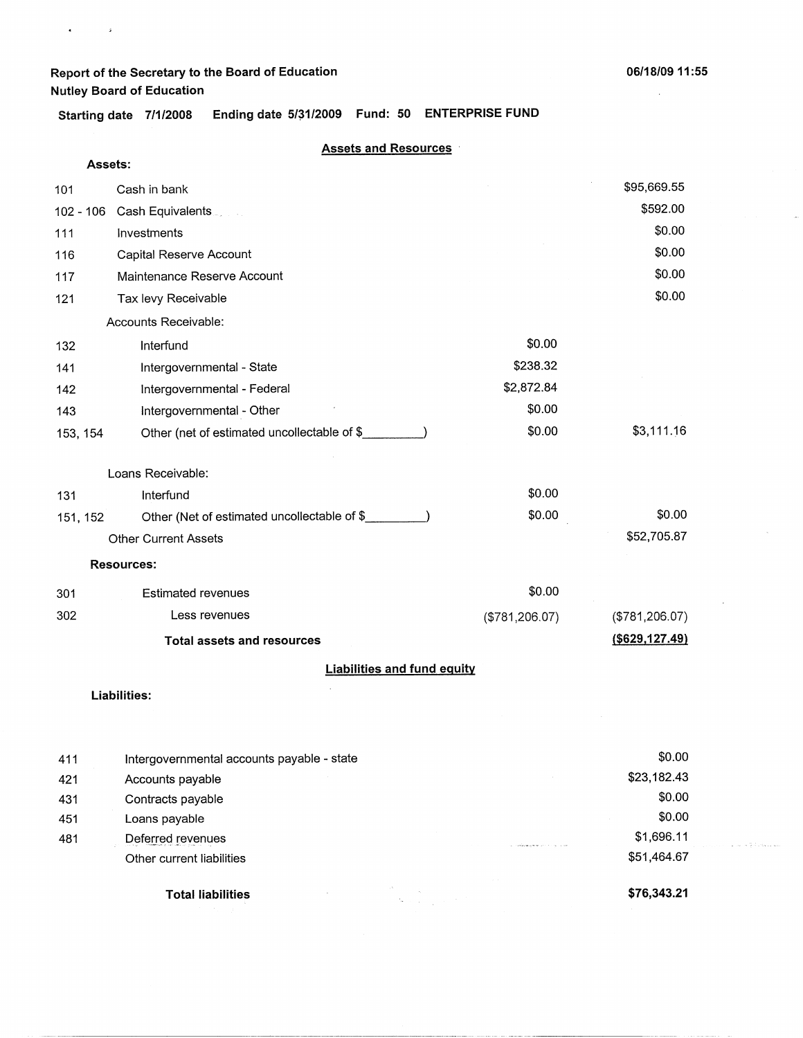**Report of the Secretary to the Board of Education**
**Nutley Board of Education**

**06/18/09 11:55**

**Starting date 7/1/2008 Ending date 5/31/2009 Fund: 50 ENTERPRISE FUND**

## Assets and Resources

**Assets:**

| Code | Description | | Amount |
|---|---|---|---|
| 101 | Cash in bank | | $95,669.55 |
| 102 - 106 | Cash Equivalents | | $592.00 |
| 111 | Investments | | $0.00 |
| 116 | Capital Reserve Account | | $0.00 |
| 117 | Maintenance Reserve Account | | $0.00 |
| 121 | Tax levy Receivable | | $0.00 |
| | Accounts Receivable: | | |
| 132 | Interfund | $0.00 | |
| 141 | Intergovernmental - State | $238.32 | |
| 142 | Intergovernmental - Federal | $2,872.84 | |
| 143 | Intergovernmental - Other | $0.00 | |
| 153, 154 | Other (net of estimated uncollectable of $_________) | $0.00 | $3,111.16 |
| | Loans Receivable: | | |
| 131 | Interfund | $0.00 | |
| 151, 152 | Other (Net of estimated uncollectable of $_________) | $0.00 | $0.00 |
| | Other Current Assets | | $52,705.87 |

**Resources:**

| Code | Description | | Amount |
|---|---|---|---|
| 301 | Estimated revenues | $0.00 | |
| 302 | Less revenues | ($781,206.07) | ($781,206.07) |
| | **Total assets and resources** | | **($629,127.49)** |

## Liabilities and fund equity

**Liabilities:**

| Code | Description | Amount |
|---|---|---|
| 411 | Intergovernmental accounts payable - state | $0.00 |
| 421 | Accounts payable | $23,182.43 |
| 431 | Contracts payable | $0.00 |
| 451 | Loans payable | $0.00 |
| 481 | Deferred revenues | $1,696.11 |
| | Other current liabilities | $51,464.67 |
| | **Total liabilities** | **$76,343.21** |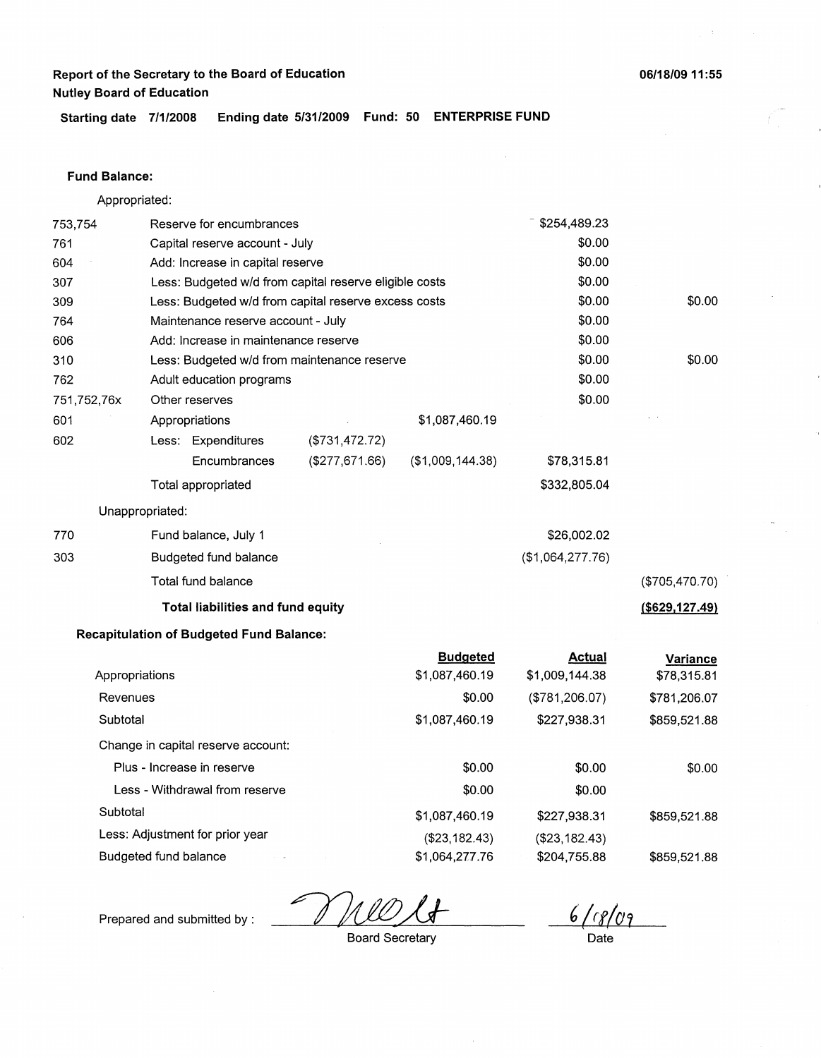**Report of the Secretary to the Board of Education**
**Nutley Board of Education**

06/18/09 11:55

**Starting date 7/1/2008 Ending date 5/31/2009 Fund: 50 ENTERPRISE FUND**

**Fund Balance:**

Appropriated:

| | | | | | |
|---|---|---|---|---|---|
| 753,754 | Reserve for encumbrances | | | $254,489.23 | |
| 761 | Capital reserve account - July | | | $0.00 | |
| 604 | Add: Increase in capital reserve | | | $0.00 | |
| 307 | Less: Budgeted w/d from capital reserve eligible costs | | | $0.00 | |
| 309 | Less: Budgeted w/d from capital reserve excess costs | | | $0.00 | $0.00 |
| 764 | Maintenance reserve account - July | | | $0.00 | |
| 606 | Add: Increase in maintenance reserve | | | $0.00 | |
| 310 | Less: Budgeted w/d from maintenance reserve | | | $0.00 | $0.00 |
| 762 | Adult education programs | | | $0.00 | |
| 751,752,76x | Other reserves | | | $0.00 | |
| 601 | Appropriations | | $1,087,460.19 | | |
| 602 | Less: Expenditures | ($731,472.72) | | | |
| | Encumbrances | ($277,671.66) | ($1,009,144.38) | $78,315.81 | |
| | Total appropriated | | | $332,805.04 | |

Unappropriated:

| | | | |
|---|---|---|---|
| 770 | Fund balance, July 1 | $26,002.02 | |
| 303 | Budgeted fund balance | ($1,064,277.76) | |
| | Total fund balance | | ($705,470.70) |
| | **Total liabilities and fund equity** | | **($629,127.49)** |

**Recapitulation of Budgeted Fund Balance:**

| | Budgeted | Actual | Variance |
|---|---|---|---|
| Appropriations | $1,087,460.19 | $1,009,144.38 | $78,315.81 |
| Revenues | $0.00 | ($781,206.07) | $781,206.07 |
| Subtotal | $1,087,460.19 | $227,938.31 | $859,521.88 |
| Change in capital reserve account: | | | |
| Plus - Increase in reserve | $0.00 | $0.00 | $0.00 |
| Less - Withdrawal from reserve | $0.00 | $0.00 | |
| Subtotal | $1,087,460.19 | $227,938.31 | $859,521.88 |
| Less: Adjustment for prior year | ($23,182.43) | ($23,182.43) | |
| Budgeted fund balance | $1,064,277.76 | $204,755.88 | $859,521.88 |

Prepared and submitted by : ______________________ Board Secretary     6/18/09 Date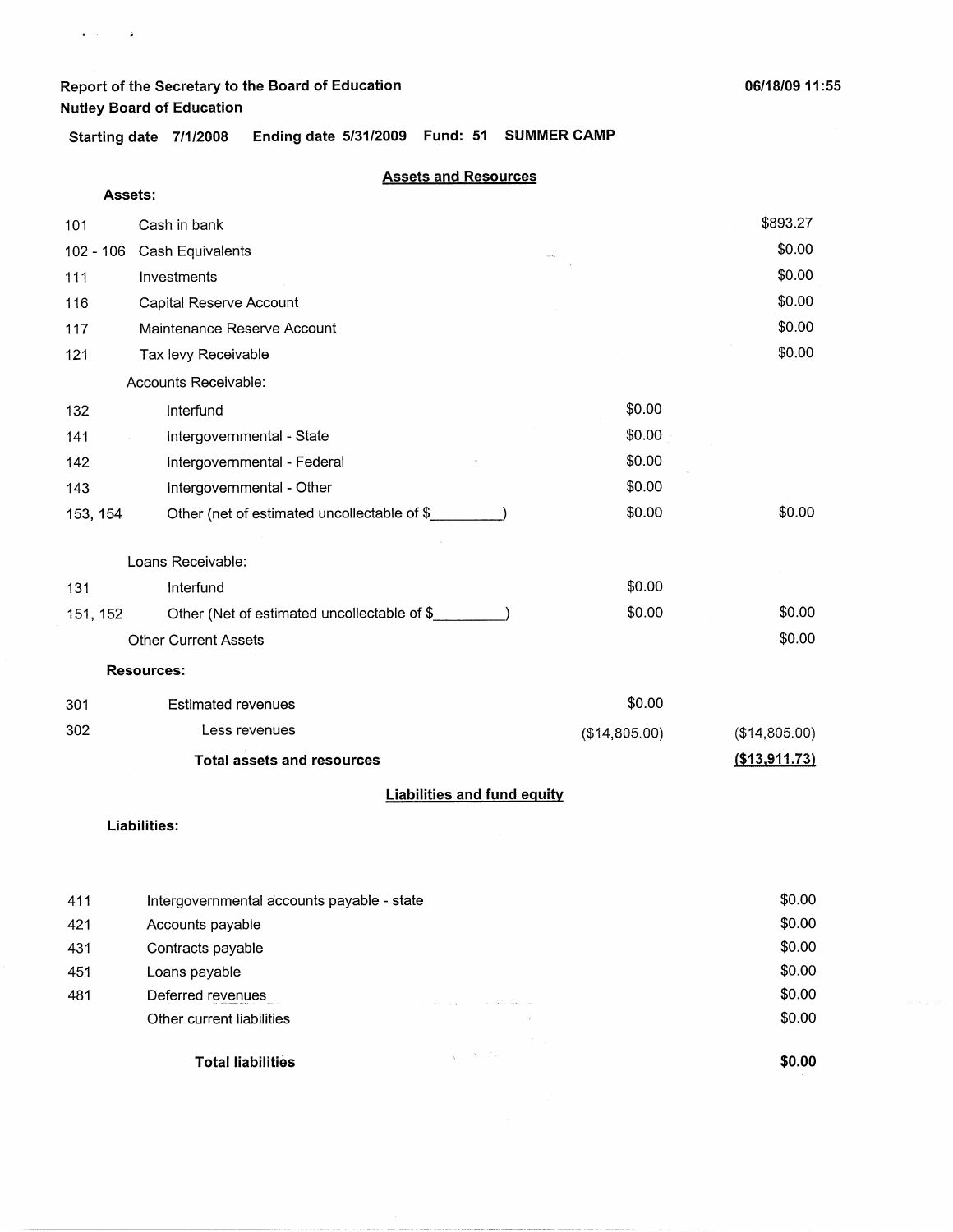Report of the Secretary to the Board of Education
Nutley Board of Education

06/18/09 11:55

**Starting date** 7/1/2008 **Ending date** 5/31/2009 **Fund:** 51 **SUMMER CAMP**

## Assets and Resources

**Assets:**

| Code | Description | | |
|---|---|---|---|
| 101 | Cash in bank | | $893.27 |
| 102 - 106 | Cash Equivalents | | $0.00 |
| 111 | Investments | | $0.00 |
| 116 | Capital Reserve Account | | $0.00 |
| 117 | Maintenance Reserve Account | | $0.00 |
| 121 | Tax levy Receivable | | $0.00 |
| | Accounts Receivable: | | |
| 132 | Interfund | $0.00 | |
| 141 | Intergovernmental - State | $0.00 | |
| 142 | Intergovernmental - Federal | $0.00 | |
| 143 | Intergovernmental - Other | $0.00 | |
| 153, 154 | Other (net of estimated uncollectable of $_________) | $0.00 | $0.00 |
| | Loans Receivable: | | |
| 131 | Interfund | $0.00 | |
| 151, 152 | Other (Net of estimated uncollectable of $_________) | $0.00 | $0.00 |
| | Other Current Assets | | $0.00 |
| | **Resources:** | | |
| 301 | Estimated revenues | $0.00 | |
| 302 | Less revenues | ($14,805.00) | ($14,805.00) |
| | **Total assets and resources** | | **($13,911.73)** |

## Liabilities and fund equity

**Liabilities:**

| Code | Description | |
|---|---|---|
| 411 | Intergovernmental accounts payable - state | $0.00 |
| 421 | Accounts payable | $0.00 |
| 431 | Contracts payable | $0.00 |
| 451 | Loans payable | $0.00 |
| 481 | Deferred revenues | $0.00 |
| | Other current liabilities | $0.00 |
| | **Total liabilities** | **$0.00** |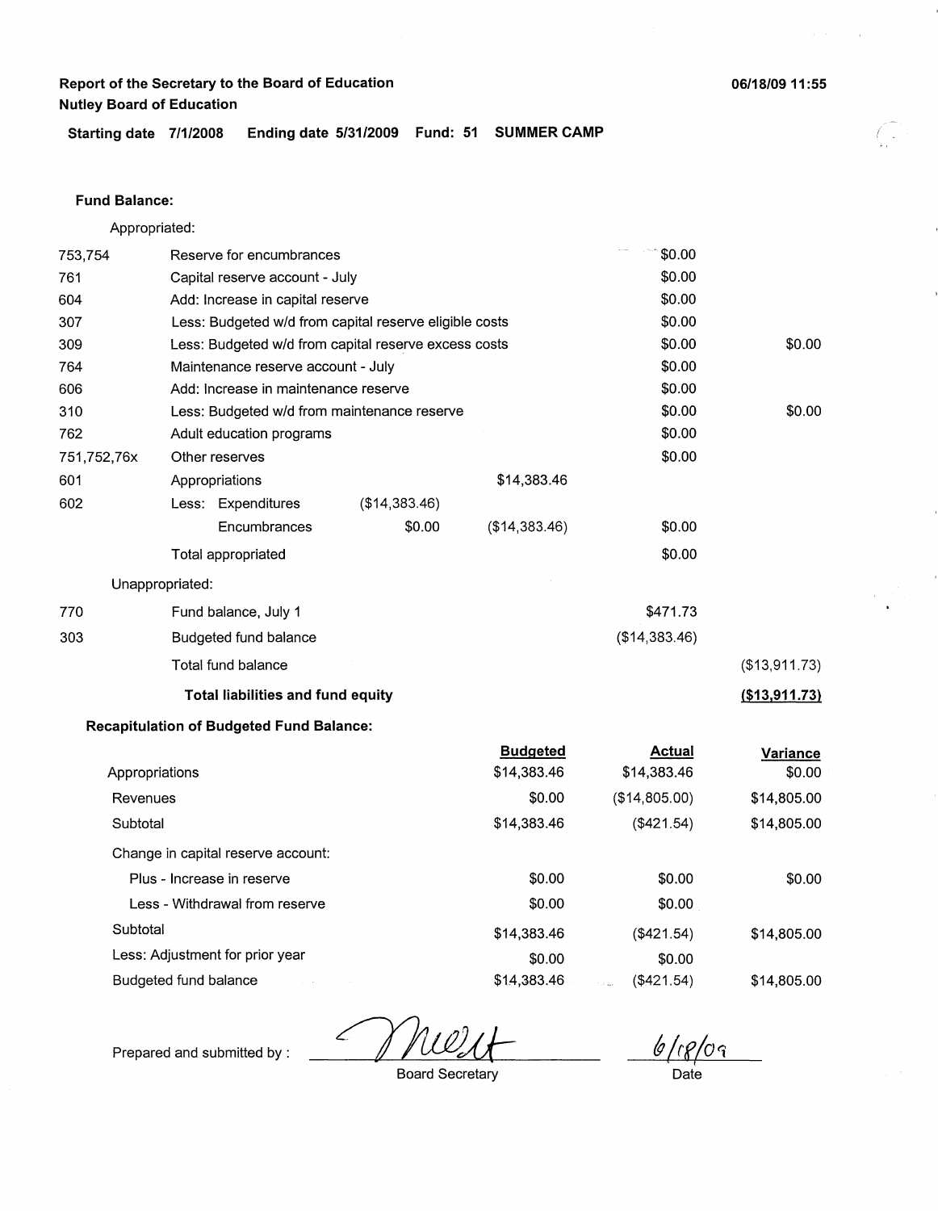**Report of the Secretary to the Board of Education**
**Nutley Board of Education**

06/18/09 11:55

**Starting date 7/1/2008 Ending date 5/31/2009 Fund: 51 SUMMER CAMP**

**Fund Balance:**

Appropriated:

| Code | Description | | | | |
|---|---|---|---|---|---|
| 753,754 | Reserve for encumbrances | | | $0.00 | |
| 761 | Capital reserve account - July | | | $0.00 | |
| 604 | Add: Increase in capital reserve | | | $0.00 | |
| 307 | Less: Budgeted w/d from capital reserve eligible costs | | | $0.00 | |
| 309 | Less: Budgeted w/d from capital reserve excess costs | | | $0.00 | $0.00 |
| 764 | Maintenance reserve account - July | | | $0.00 | |
| 606 | Add: Increase in maintenance reserve | | | $0.00 | |
| 310 | Less: Budgeted w/d from maintenance reserve | | | $0.00 | $0.00 |
| 762 | Adult education programs | | | $0.00 | |
| 751,752,76x | Other reserves | | | $0.00 | |
| 601 | Appropriations | | $14,383.46 | | |
| 602 | Less: Expenditures | ($14,383.46) | | | |
| | Encumbrances | $0.00 | ($14,383.46) | $0.00 | |
| | Total appropriated | | | $0.00 | |

Unappropriated:

| Code | Description | | |
|---|---|---|---|
| 770 | Fund balance, July 1 | $471.73 | |
| 303 | Budgeted fund balance | ($14,383.46) | |
| | Total fund balance | | ($13,911.73) |
| | **Total liabilities and fund equity** | | **($13,911.73)** |

**Recapitulation of Budgeted Fund Balance:**

| | Budgeted | Actual | Variance |
|---|---|---|---|
| Appropriations | $14,383.46 | $14,383.46 | $0.00 |
| Revenues | $0.00 | ($14,805.00) | $14,805.00 |
| Subtotal | $14,383.46 | ($421.54) | $14,805.00 |
| Change in capital reserve account: | | | |
| Plus - Increase in reserve | $0.00 | $0.00 | $0.00 |
| Less - Withdrawal from reserve | $0.00 | $0.00 | |
| Subtotal | $14,383.46 | ($421.54) | $14,805.00 |
| Less: Adjustment for prior year | $0.00 | $0.00 | |
| Budgeted fund balance | $14,383.46 | ($421.54) | $14,805.00 |

Prepared and submitted by : Board Secretary 6/18/09

Date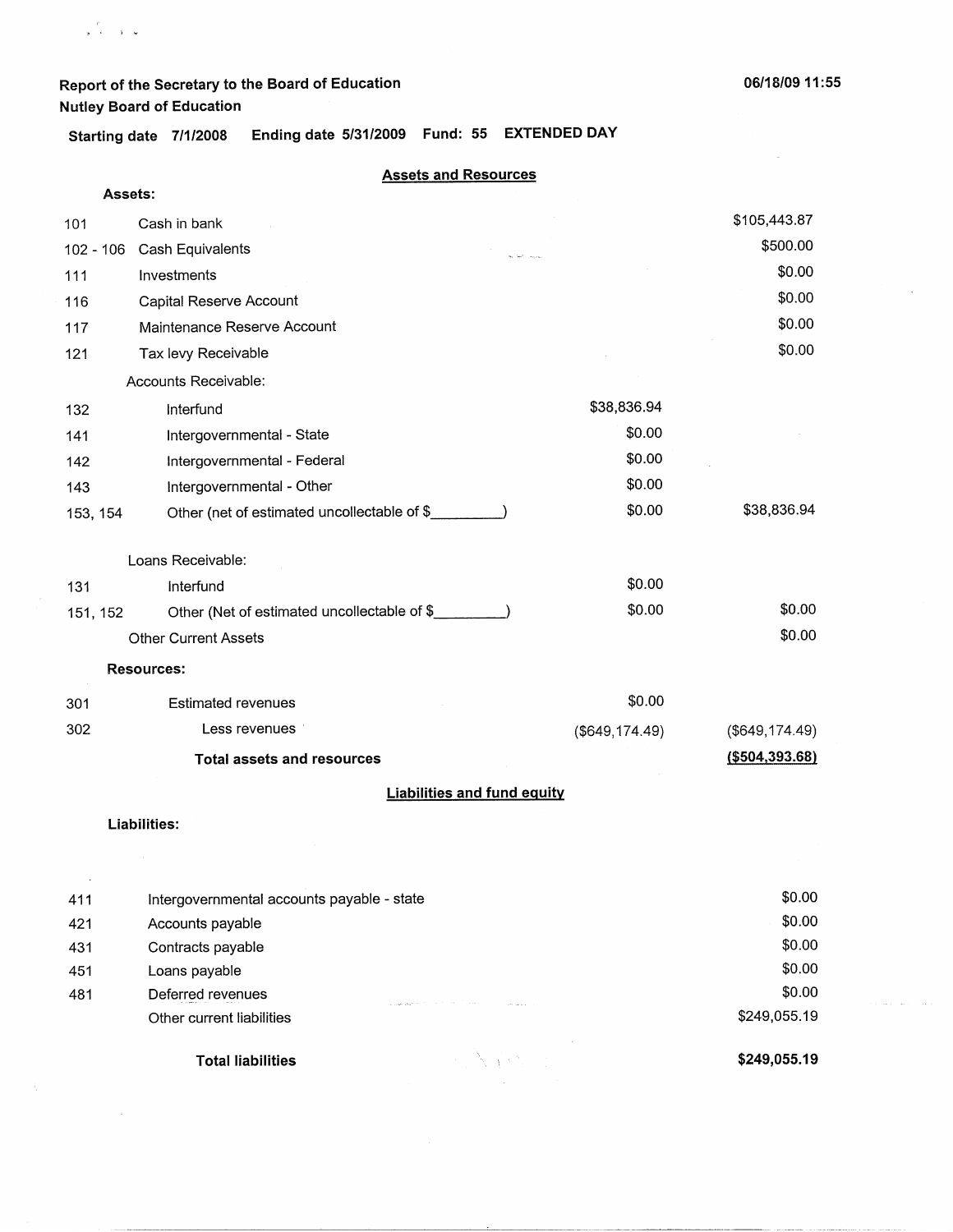**Report of the Secretary to the Board of Education**
**Nutley Board of Education**

06/18/09 11:55

**Starting date 7/1/2008 Ending date 5/31/2009 Fund: 55 EXTENDED DAY**

## Assets and Resources

**Assets:**

| Code | Description | | |
|---|---|---|---|
| 101 | Cash in bank | | $105,443.87 |
| 102 - 106 | Cash Equivalents | | $500.00 |
| 111 | Investments | | $0.00 |
| 116 | Capital Reserve Account | | $0.00 |
| 117 | Maintenance Reserve Account | | $0.00 |
| 121 | Tax levy Receivable | | $0.00 |
| | Accounts Receivable: | | |
| 132 | Interfund | $38,836.94 | |
| 141 | Intergovernmental - State | $0.00 | |
| 142 | Intergovernmental - Federal | $0.00 | |
| 143 | Intergovernmental - Other | $0.00 | |
| 153, 154 | Other (net of estimated uncollectable of $_________) | $0.00 | $38,836.94 |
| | Loans Receivable: | | |
| 131 | Interfund | $0.00 | |
| 151, 152 | Other (Net of estimated uncollectable of $_________) | $0.00 | $0.00 |
| | Other Current Assets | | $0.00 |

**Resources:**

| Code | Description | | |
|---|---|---|---|
| 301 | Estimated revenues | $0.00 | |
| 302 | Less revenues | ($649,174.49) | ($649,174.49) |
| | **Total assets and resources** | | **($504,393.68)** |

## Liabilities and fund equity

**Liabilities:**

| Code | Description | |
|---|---|---|
| 411 | Intergovernmental accounts payable - state | $0.00 |
| 421 | Accounts payable | $0.00 |
| 431 | Contracts payable | $0.00 |
| 451 | Loans payable | $0.00 |
| 481 | Deferred revenues | $0.00 |
| | Other current liabilities | $249,055.19 |
| | **Total liabilities** | **$249,055.19** |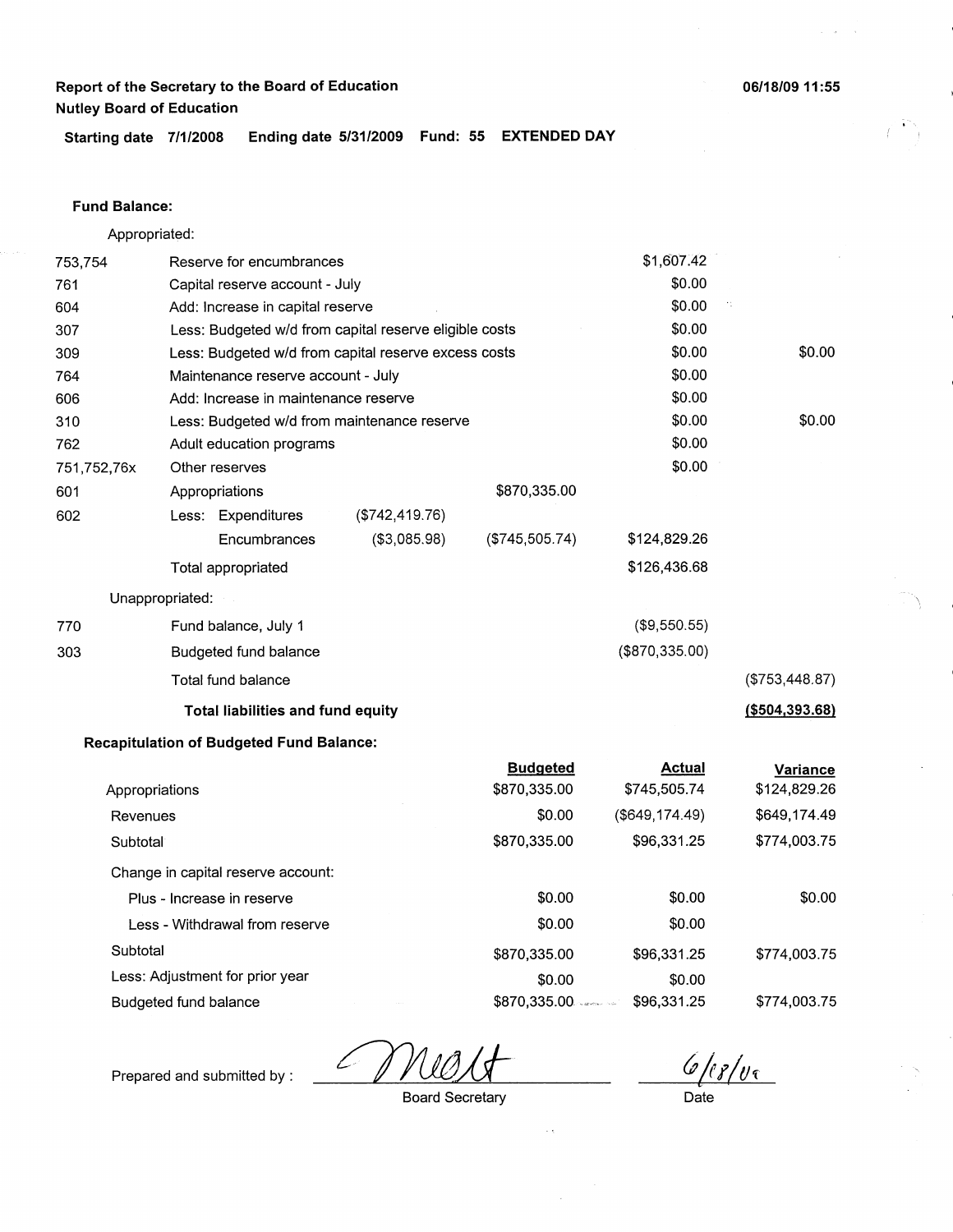**Report of the Secretary to the Board of Education**
**Nutley Board of Education**

06/18/09 11:55

**Starting date 7/1/2008 Ending date 5/31/2009 Fund: 55 EXTENDED DAY**

**Fund Balance:**

Appropriated:

| | | | | | |
|---|---|---|---|---|---|
| 753,754 | Reserve for encumbrances | | | $1,607.42 | |
| 761 | Capital reserve account - July | | | $0.00 | |
| 604 | Add: Increase in capital reserve | | | $0.00 | |
| 307 | Less: Budgeted w/d from capital reserve eligible costs | | | $0.00 | |
| 309 | Less: Budgeted w/d from capital reserve excess costs | | | $0.00 | $0.00 |
| 764 | Maintenance reserve account - July | | | $0.00 | |
| 606 | Add: Increase in maintenance reserve | | | $0.00 | |
| 310 | Less: Budgeted w/d from maintenance reserve | | | $0.00 | $0.00 |
| 762 | Adult education programs | | | $0.00 | |
| 751,752,76x | Other reserves | | | $0.00 | |
| 601 | Appropriations | | $870,335.00 | | |
| 602 | Less: Expenditures | ($742,419.76) | | | |
| | Encumbrances | ($3,085.98) | ($745,505.74) | $124,829.26 | |
| | Total appropriated | | | $126,436.68 | |
| | Unappropriated: | | | | |
| 770 | Fund balance, July 1 | | | ($9,550.55) | |
| 303 | Budgeted fund balance | | | ($870,335.00) | |
| | Total fund balance | | | | ($753,448.87) |
| | **Total liabilities and fund equity** | | | | **($504,393.68)** |

**Recapitulation of Budgeted Fund Balance:**

| | Budgeted | Actual | Variance |
|---|---|---|---|
| Appropriations | $870,335.00 | $745,505.74 | $124,829.26 |
| Revenues | $0.00 | ($649,174.49) | $649,174.49 |
| Subtotal | $870,335.00 | $96,331.25 | $774,003.75 |
| Change in capital reserve account: | | | |
| Plus - Increase in reserve | $0.00 | $0.00 | $0.00 |
| Less - Withdrawal from reserve | $0.00 | $0.00 | |
| Subtotal | $870,335.00 | $96,331.25 | $774,003.75 |
| Less: Adjustment for prior year | $0.00 | $0.00 | |
| Budgeted fund balance | $870,335.00 | $96,331.25 | $774,003.75 |

Prepared and submitted by : ______________________ Board Secretary    6/18/09 Date